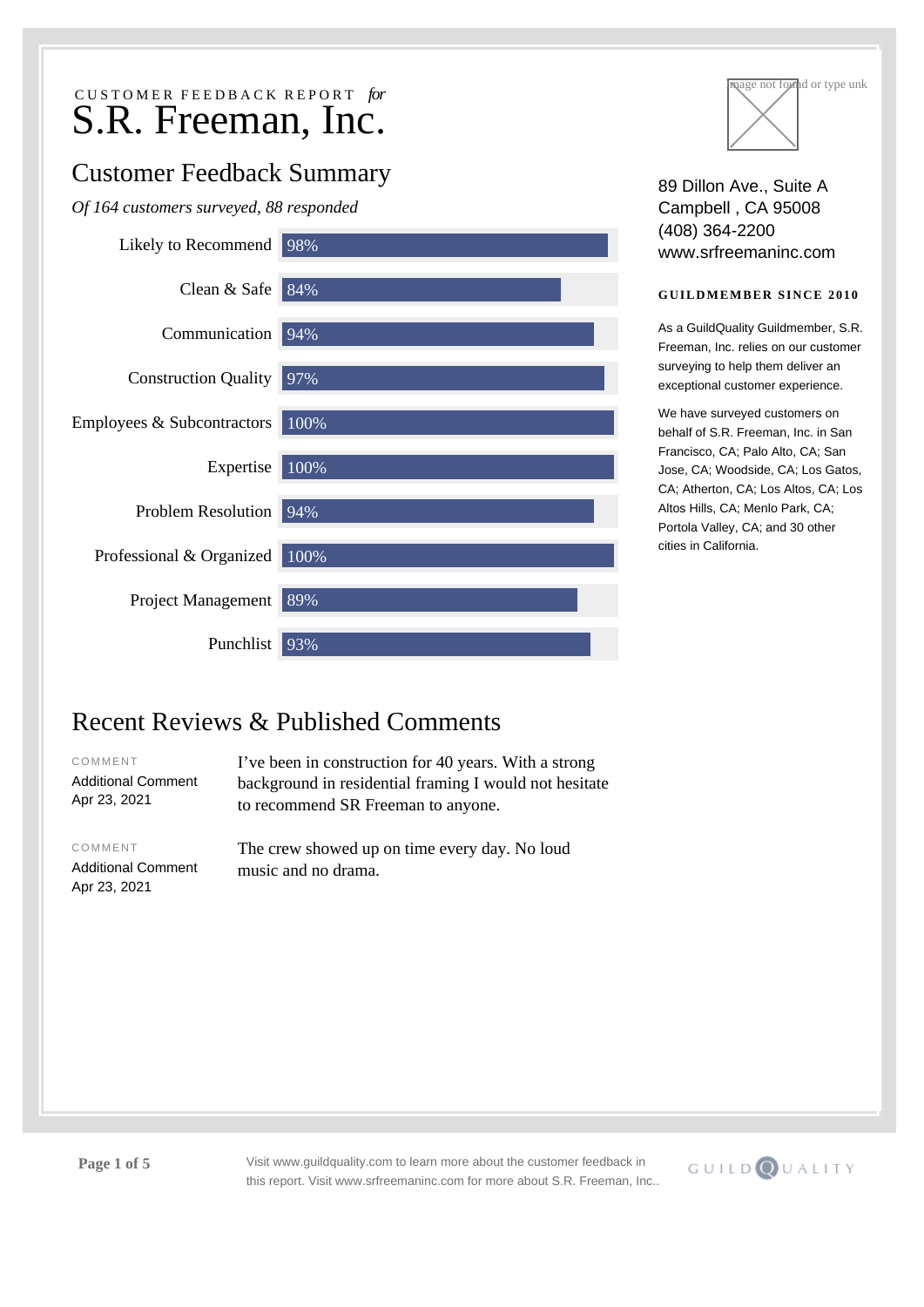CUSTOMER FEEDBACK REPORT *for*

# S.R. Freeman, Inc.

## Customer Feedback Summary

*Of 164 customers surveyed, 88 responded*

| Category | Score |
|---|---|
| Likely to Recommend | 98% |
| Clean & Safe | 84% |
| Communication | 94% |
| Construction Quality | 97% |
| Employees & Subcontractors | 100% |
| Expertise | 100% |
| Problem Resolution | 94% |
| Professional & Organized | 100% |
| Project Management | 89% |
| Punchlist | 93% |

89 Dillon Ave., Suite A
Campbell , CA 95008
(408) 364-2200
www.srfreemaninc.com

**GUILDMEMBER SINCE 2010**

As a GuildQuality Guildmember, S.R. Freeman, Inc. relies on our customer surveying to help them deliver an exceptional customer experience.

We have surveyed customers on behalf of S.R. Freeman, Inc. in San Francisco, CA; Palo Alto, CA; San Jose, CA; Woodside, CA; Los Gatos, CA; Atherton, CA; Los Altos, CA; Los Altos Hills, CA; Menlo Park, CA; Portola Valley, CA; and 30 other cities in California.

## Recent Reviews & Published Comments

COMMENT
Additional Comment
Apr 23, 2021

I've been in construction for 40 years. With a strong background in residential framing I would not hesitate to recommend SR Freeman to anyone.

COMMENT
Additional Comment
Apr 23, 2021

The crew showed up on time every day. No loud music and no drama.

Visit www.guildquality.com to learn more about the customer feedback in this report. Visit www.srfreemaninc.com for more about S.R. Freeman, Inc..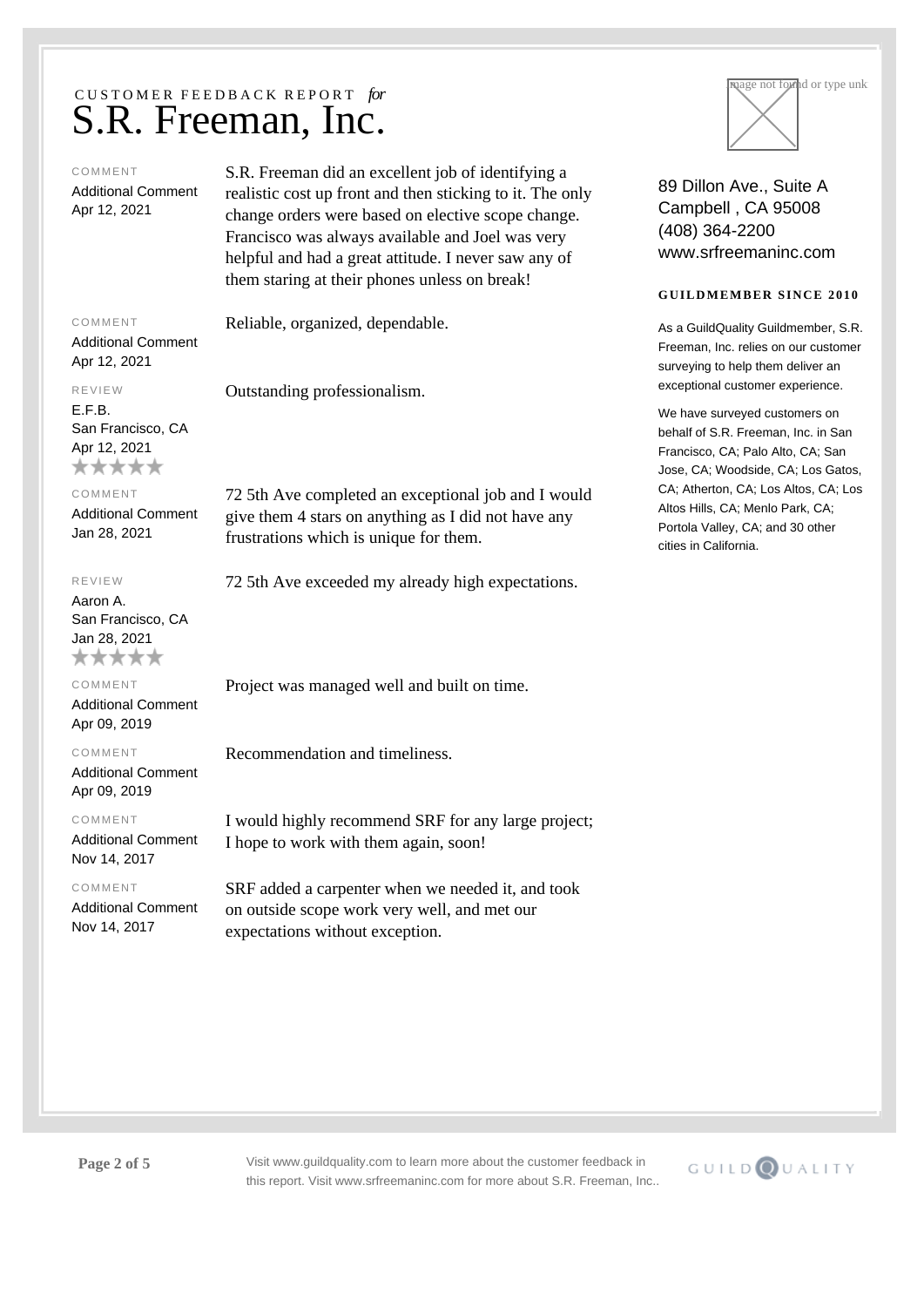CUSTOMER FEEDBACK REPORT *for*

# S.R. Freeman, Inc.

COMMENT
Additional Comment
Apr 12, 2021

S.R. Freeman did an excellent job of identifying a realistic cost up front and then sticking to it. The only change orders were based on elective scope change. Francisco was always available and Joel was very helpful and had a great attitude. I never saw any of them staring at their phones unless on break!

COMMENT
Additional Comment
Apr 12, 2021

Reliable, organized, dependable.

REVIEW
E.F.B.
San Francisco, CA
Apr 12, 2021
★★★★★

Outstanding professionalism.

COMMENT
Additional Comment
Jan 28, 2021

72 5th Ave completed an exceptional job and I would give them 4 stars on anything as I did not have any frustrations which is unique for them.

REVIEW
Aaron A.
San Francisco, CA
Jan 28, 2021
★★★★★

72 5th Ave exceeded my already high expectations.

COMMENT
Additional Comment
Apr 09, 2019

Project was managed well and built on time.

COMMENT
Additional Comment
Apr 09, 2019

Recommendation and timeliness.

COMMENT
Additional Comment
Nov 14, 2017

I would highly recommend SRF for any large project; I hope to work with them again, soon!

COMMENT
Additional Comment
Nov 14, 2017

SRF added a carpenter when we needed it, and took on outside scope work very well, and met our expectations without exception.

89 Dillon Ave., Suite A
Campbell , CA 95008
(408) 364-2200
www.srfreemaninc.com

**GUILDMEMBER SINCE 2010**

As a GuildQuality Guildmember, S.R. Freeman, Inc. relies on our customer surveying to help them deliver an exceptional customer experience.

We have surveyed customers on behalf of S.R. Freeman, Inc. in San Francisco, CA; Palo Alto, CA; San Jose, CA; Woodside, CA; Los Gatos, CA; Atherton, CA; Los Altos, CA; Los Altos Hills, CA; Menlo Park, CA; Portola Valley, CA; and 30 other cities in California.

Visit www.guildquality.com to learn more about the customer feedback in this report. Visit www.srfreemaninc.com for more about S.R. Freeman, Inc..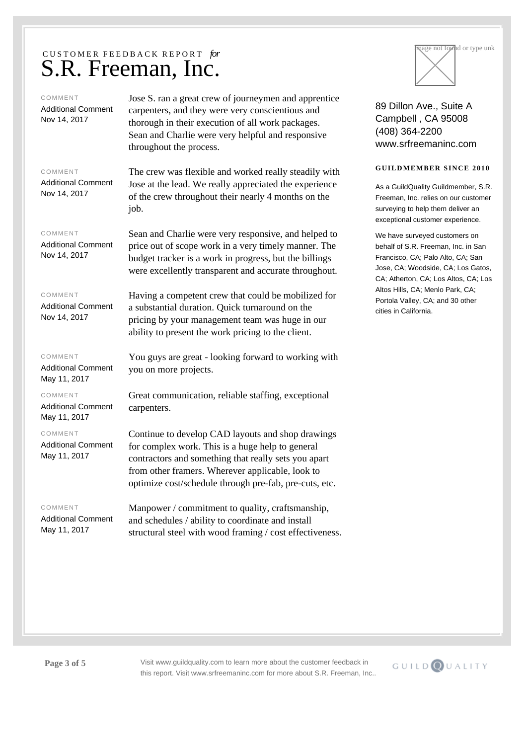CUSTOMER FEEDBACK REPORT *for*

# S.R. Freeman, Inc.

COMMENT
Additional Comment
Nov 14, 2017

Jose S. ran a great crew of journeymen and apprentice carpenters, and they were very conscientious and thorough in their execution of all work packages. Sean and Charlie were very helpful and responsive throughout the process.

COMMENT
Additional Comment
Nov 14, 2017

The crew was flexible and worked really steadily with Jose at the lead. We really appreciated the experience of the crew throughout their nearly 4 months on the job.

COMMENT
Additional Comment
Nov 14, 2017

Sean and Charlie were very responsive, and helped to price out of scope work in a very timely manner. The budget tracker is a work in progress, but the billings were excellently transparent and accurate throughout.

COMMENT
Additional Comment
Nov 14, 2017

Having a competent crew that could be mobilized for a substantial duration. Quick turnaround on the pricing by your management team was huge in our ability to present the work pricing to the client.

COMMENT
Additional Comment
May 11, 2017

You guys are great - looking forward to working with you on more projects.

COMMENT
Additional Comment
May 11, 2017

Great communication, reliable staffing, exceptional carpenters.

COMMENT
Additional Comment
May 11, 2017

Continue to develop CAD layouts and shop drawings for complex work. This is a huge help to general contractors and something that really sets you apart from other framers. Wherever applicable, look to optimize cost/schedule through pre-fab, pre-cuts, etc.

COMMENT
Additional Comment
May 11, 2017

Manpower / commitment to quality, craftsmanship, and schedules / ability to coordinate and install structural steel with wood framing / cost effectiveness.

89 Dillon Ave., Suite A
Campbell , CA 95008
(408) 364-2200
www.srfreemaninc.com

**GUILDMEMBER SINCE 2010**

As a GuildQuality Guildmember, S.R. Freeman, Inc. relies on our customer surveying to help them deliver an exceptional customer experience.

We have surveyed customers on behalf of S.R. Freeman, Inc. in San Francisco, CA; Palo Alto, CA; San Jose, CA; Woodside, CA; Los Gatos, CA; Atherton, CA; Los Altos, CA; Los Altos Hills, CA; Menlo Park, CA; Portola Valley, CA; and 30 other cities in California.

Visit www.guildquality.com to learn more about the customer feedback in this report. Visit www.srfreemaninc.com for more about S.R. Freeman, Inc..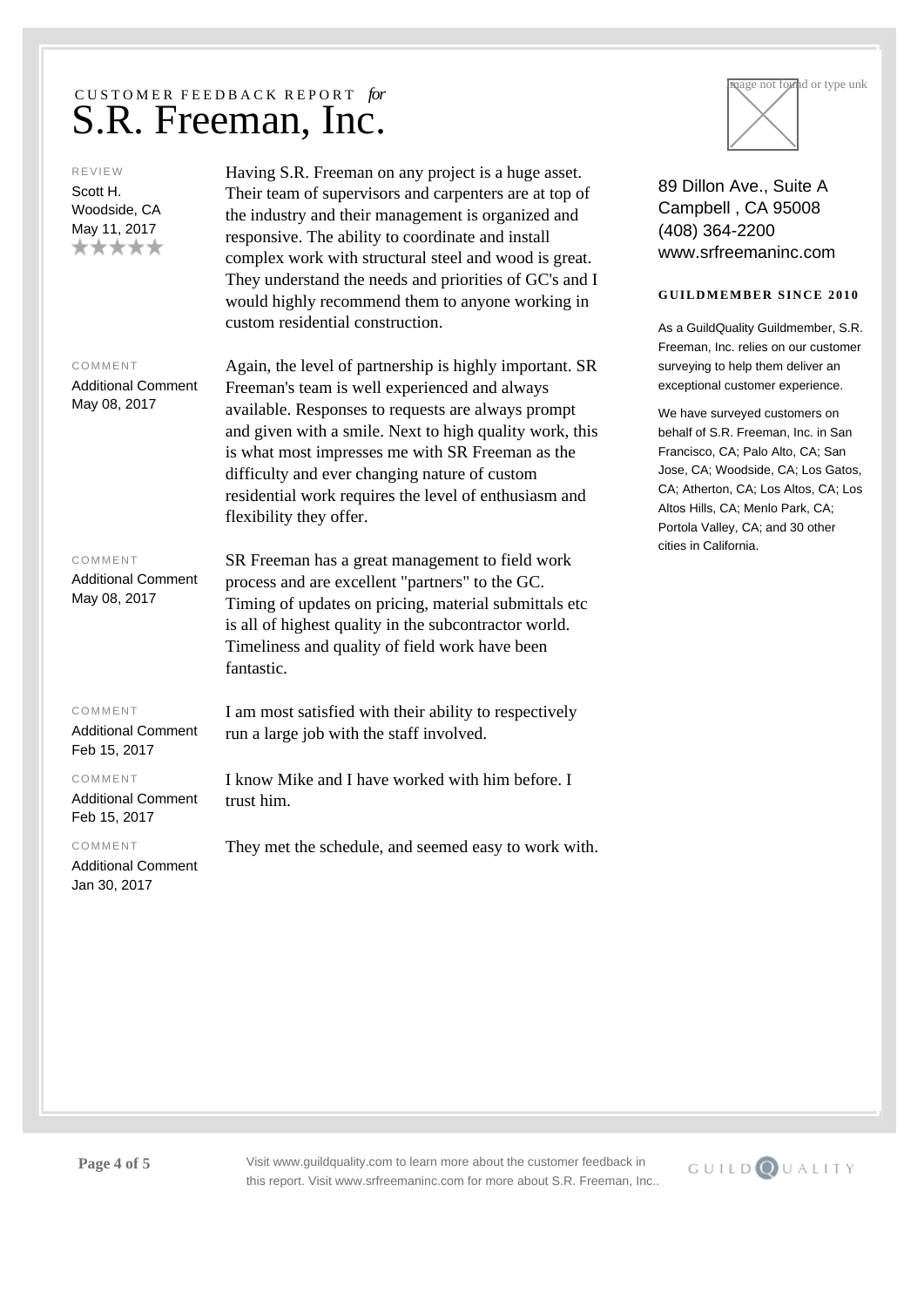CUSTOMER FEEDBACK REPORT *for*

# S.R. Freeman, Inc.

REVIEW

Scott H.
Woodside, CA
May 11, 2017
★★★★★

Having S.R. Freeman on any project is a huge asset. Their team of supervisors and carpenters are at top of the industry and their management is organized and responsive. The ability to coordinate and install complex work with structural steel and wood is great. They understand the needs and priorities of GC's and I would highly recommend them to anyone working in custom residential construction.

COMMENT

Additional Comment
May 08, 2017

Again, the level of partnership is highly important. SR Freeman's team is well experienced and always available. Responses to requests are always prompt and given with a smile. Next to high quality work, this is what most impresses me with SR Freeman as the difficulty and ever changing nature of custom residential work requires the level of enthusiasm and flexibility they offer.

COMMENT

Additional Comment
May 08, 2017

SR Freeman has a great management to field work process and are excellent "partners" to the GC. Timing of updates on pricing, material submittals etc is all of highest quality in the subcontractor world. Timeliness and quality of field work have been fantastic.

COMMENT

Additional Comment
Feb 15, 2017

I am most satisfied with their ability to respectively run a large job with the staff involved.

COMMENT

Additional Comment
Feb 15, 2017

I know Mike and I have worked with him before. I trust him.

COMMENT

Additional Comment
Jan 30, 2017

They met the schedule, and seemed easy to work with.

89 Dillon Ave., Suite A
Campbell , CA 95008
(408) 364-2200
www.srfreemaninc.com

**GUILDMEMBER SINCE 2010**

As a GuildQuality Guildmember, S.R. Freeman, Inc. relies on our customer surveying to help them deliver an exceptional customer experience.

We have surveyed customers on behalf of S.R. Freeman, Inc. in San Francisco, CA; Palo Alto, CA; San Jose, CA; Woodside, CA; Los Gatos, CA; Atherton, CA; Los Altos, CA; Los Altos Hills, CA; Menlo Park, CA; Portola Valley, CA; and 30 other cities in California.

Visit www.guildquality.com to learn more about the customer feedback in this report. Visit www.srfreemaninc.com for more about S.R. Freeman, Inc..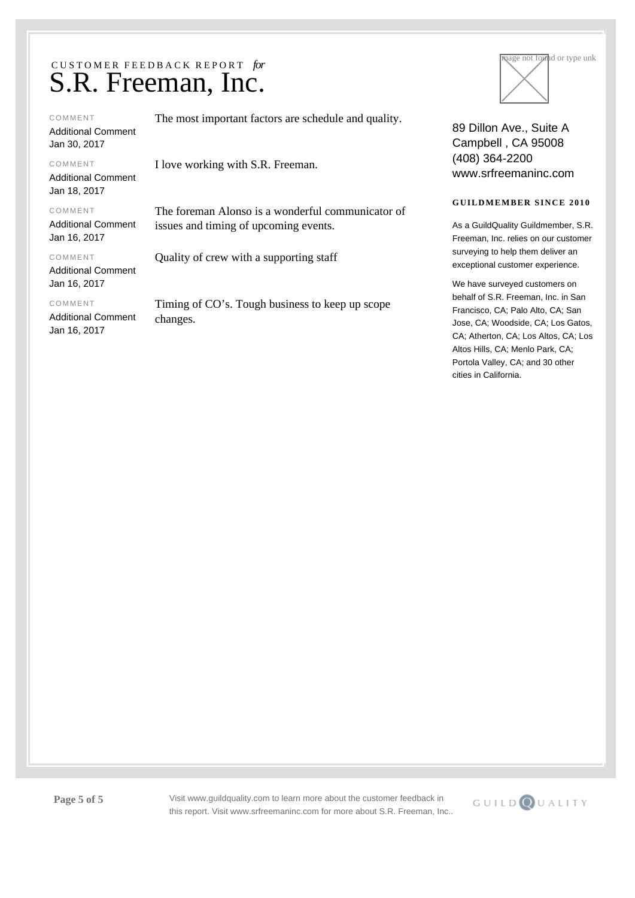CUSTOMER FEEDBACK REPORT *for*

# S.R. Freeman, Inc.

COMMENT
Additional Comment
Jan 30, 2017

The most important factors are schedule and quality.

COMMENT
Additional Comment
Jan 18, 2017

I love working with S.R. Freeman.

COMMENT
Additional Comment
Jan 16, 2017

The foreman Alonso is a wonderful communicator of issues and timing of upcoming events.

COMMENT
Additional Comment
Jan 16, 2017

Quality of crew with a supporting staff

COMMENT
Additional Comment
Jan 16, 2017

Timing of CO's. Tough business to keep up scope changes.

89 Dillon Ave., Suite A
Campbell , CA 95008
(408) 364-2200
www.srfreemaninc.com

**GUILDMEMBER SINCE 2010**

As a GuildQuality Guildmember, S.R. Freeman, Inc. relies on our customer surveying to help them deliver an exceptional customer experience.

We have surveyed customers on behalf of S.R. Freeman, Inc. in San Francisco, CA; Palo Alto, CA; San Jose, CA; Woodside, CA; Los Gatos, CA; Atherton, CA; Los Altos, CA; Los Altos Hills, CA; Menlo Park, CA; Portola Valley, CA; and 30 other cities in California.

Visit www.guildquality.com to learn more about the customer feedback in this report. Visit www.srfreemaninc.com for more about S.R. Freeman, Inc..